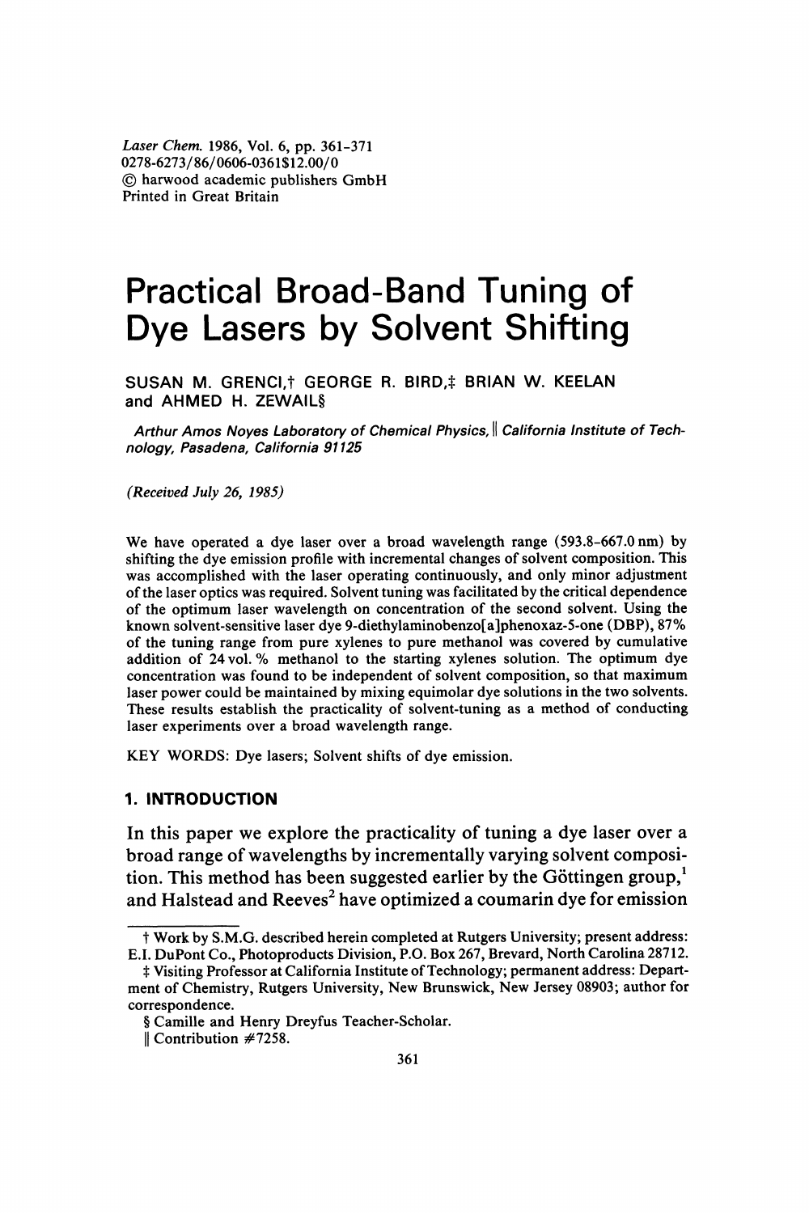*Laser Chem.* 1986, Vol. 6, pp. 361–371
0278-6273/86/0606-0361$12.00/0
© harwood academic publishers GmbH
Printed in Great Britain

# Practical Broad-Band Tuning of Dye Lasers by Solvent Shifting

SUSAN M. GRENCI,† GEORGE R. BIRD,‡ BRIAN W. KEELAN and AHMED H. ZEWAIL§

*Arthur Amos Noyes Laboratory of Chemical Physics,‖ California Institute of Technology, Pasadena, California 91125*

*(Received July 26, 1985)*

We have operated a dye laser over a broad wavelength range (593.8–667.0 nm) by shifting the dye emission profile with incremental changes of solvent composition. This was accomplished with the laser operating continuously, and only minor adjustment of the laser optics was required. Solvent tuning was facilitated by the critical dependence of the optimum laser wavelength on concentration of the second solvent. Using the known solvent-sensitive laser dye 9-diethylaminobenzo[a]phenoxaz-5-one (DBP), 87% of the tuning range from pure xylenes to pure methanol was covered by cumulative addition of 24 vol. % methanol to the starting xylenes solution. The optimum dye concentration was found to be independent of solvent composition, so that maximum laser power could be maintained by mixing equimolar dye solutions in the two solvents. These results establish the practicality of solvent-tuning as a method of conducting laser experiments over a broad wavelength range.

KEY WORDS: Dye lasers; Solvent shifts of dye emission.

## 1. INTRODUCTION

In this paper we explore the practicality of tuning a dye laser over a broad range of wavelengths by incrementally varying solvent composition. This method has been suggested earlier by the Göttingen group,[1] and Halstead and Reeves[2] have optimized a coumarin dye for emission

† Work by S.M.G. described herein completed at Rutgers University; present address: E.I. DuPont Co., Photoproducts Division, P.O. Box 267, Brevard, North Carolina 28712.

‡ Visiting Professor at California Institute of Technology; permanent address: Department of Chemistry, Rutgers University, New Brunswick, New Jersey 08903; author for correspondence.

§ Camille and Henry Dreyfus Teacher-Scholar.

‖ Contribution #7258.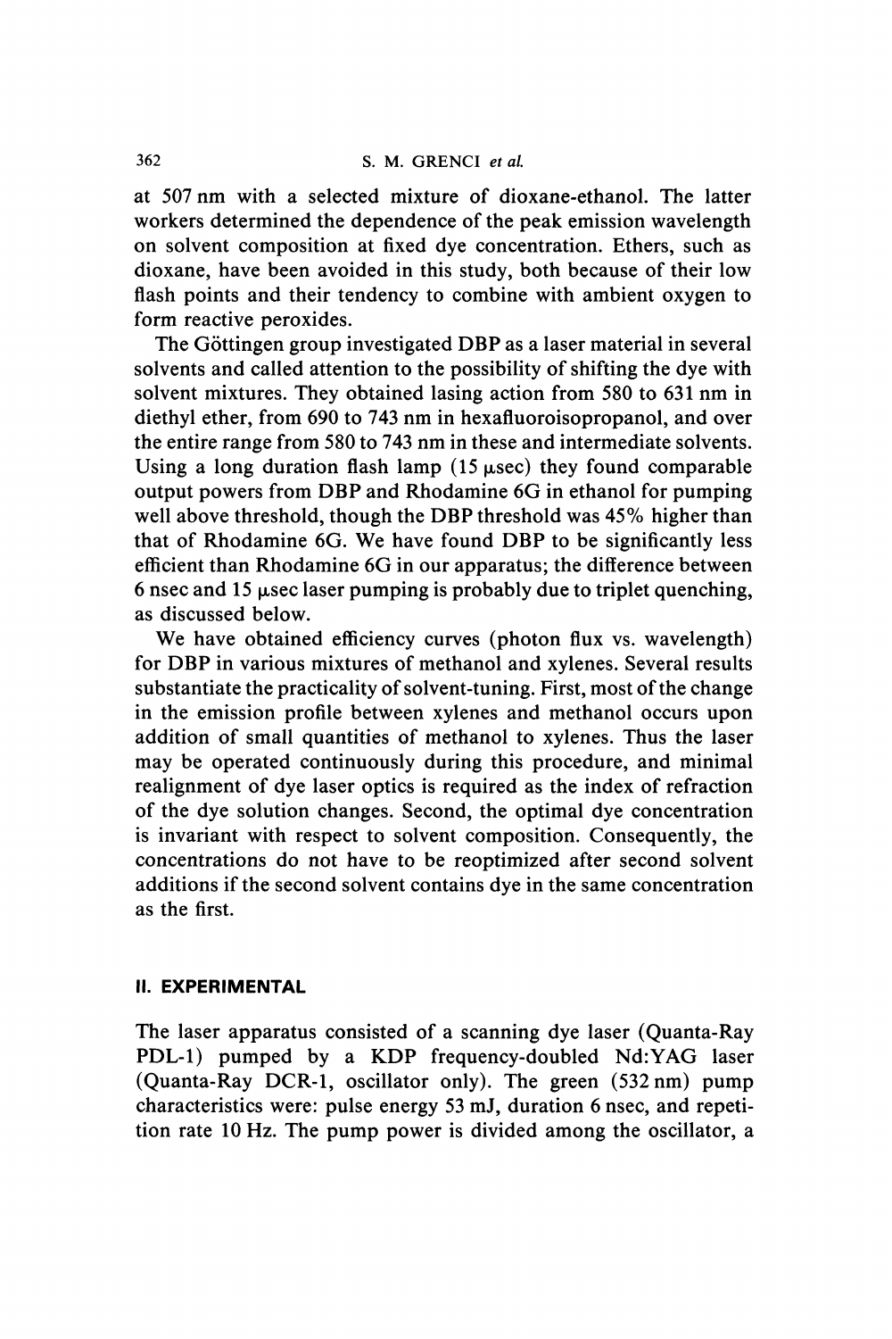at 507 nm with a selected mixture of dioxane-ethanol. The latter workers determined the dependence of the peak emission wavelength on solvent composition at fixed dye concentration. Ethers, such as dioxane, have been avoided in this study, both because of their low flash points and their tendency to combine with ambient oxygen to form reactive peroxides.

The Göttingen group investigated DBP as a laser material in several solvents and called attention to the possibility of shifting the dye with solvent mixtures. They obtained lasing action from 580 to 631 nm in diethyl ether, from 690 to 743 nm in hexafluoroisopropanol, and over the entire range from 580 to 743 nm in these and intermediate solvents. Using a long duration flash lamp (15 μsec) they found comparable output powers from DBP and Rhodamine 6G in ethanol for pumping well above threshold, though the DBP threshold was 45% higher than that of Rhodamine 6G. We have found DBP to be significantly less efficient than Rhodamine 6G in our apparatus; the difference between 6 nsec and 15 μsec laser pumping is probably due to triplet quenching, as discussed below.

We have obtained efficiency curves (photon flux vs. wavelength) for DBP in various mixtures of methanol and xylenes. Several results substantiate the practicality of solvent-tuning. First, most of the change in the emission profile between xylenes and methanol occurs upon addition of small quantities of methanol to xylenes. Thus the laser may be operated continuously during this procedure, and minimal realignment of dye laser optics is required as the index of refraction of the dye solution changes. Second, the optimal dye concentration is invariant with respect to solvent composition. Consequently, the concentrations do not have to be reoptimized after second solvent additions if the second solvent contains dye in the same concentration as the first.

## II. EXPERIMENTAL

The laser apparatus consisted of a scanning dye laser (Quanta-Ray PDL-1) pumped by a KDP frequency-doubled Nd:YAG laser (Quanta-Ray DCR-1, oscillator only). The green (532 nm) pump characteristics were: pulse energy 53 mJ, duration 6 nsec, and repetition rate 10 Hz. The pump power is divided among the oscillator, a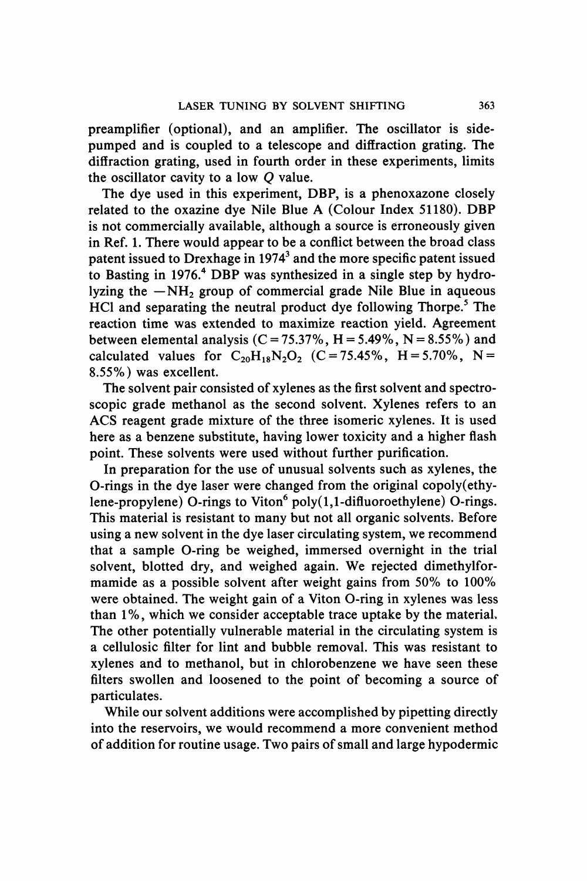preamplifier (optional), and an amplifier. The oscillator is side-pumped and is coupled to a telescope and diffraction grating. The diffraction grating, used in fourth order in these experiments, limits the oscillator cavity to a low $Q$ value.

The dye used in this experiment, DBP, is a phenoxazone closely related to the oxazine dye Nile Blue A (Colour Index 51180). DBP is not commercially available, although a source is erroneously given in Ref. 1. There would appear to be a conflict between the broad class patent issued to Drexhage in 1974[3] and the more specific patent issued to Basting in 1976.[4] DBP was synthesized in a single step by hydrolyzing the $-NH_2$ group of commercial grade Nile Blue in aqueous HCl and separating the neutral product dye following Thorpe.[5] The reaction time was extended to maximize reaction yield. Agreement between elemental analysis (C = 75.37%, H = 5.49%, N = 8.55%) and calculated values for $C_{20}H_{18}N_2O_2$ (C = 75.45%, H = 5.70%, N = 8.55%) was excellent.

The solvent pair consisted of xylenes as the first solvent and spectroscopic grade methanol as the second solvent. Xylenes refers to an ACS reagent grade mixture of the three isomeric xylenes. It is used here as a benzene substitute, having lower toxicity and a higher flash point. These solvents were used without further purification.

In preparation for the use of unusual solvents such as xylenes, the O-rings in the dye laser were changed from the original copoly(ethylene-propylene) O-rings to Viton[6] poly(1,1-difluoroethylene) O-rings. This material is resistant to many but not all organic solvents. Before using a new solvent in the dye laser circulating system, we recommend that a sample O-ring be weighed, immersed overnight in the trial solvent, blotted dry, and weighed again. We rejected dimethylformamide as a possible solvent after weight gains from 50% to 100% were obtained. The weight gain of a Viton O-ring in xylenes was less than 1%, which we consider acceptable trace uptake by the material. The other potentially vulnerable material in the circulating system is a cellulosic filter for lint and bubble removal. This was resistant to xylenes and to methanol, but in chlorobenzene we have seen these filters swollen and loosened to the point of becoming a source of particulates.

While our solvent additions were accomplished by pipetting directly into the reservoirs, we would recommend a more convenient method of addition for routine usage. Two pairs of small and large hypodermic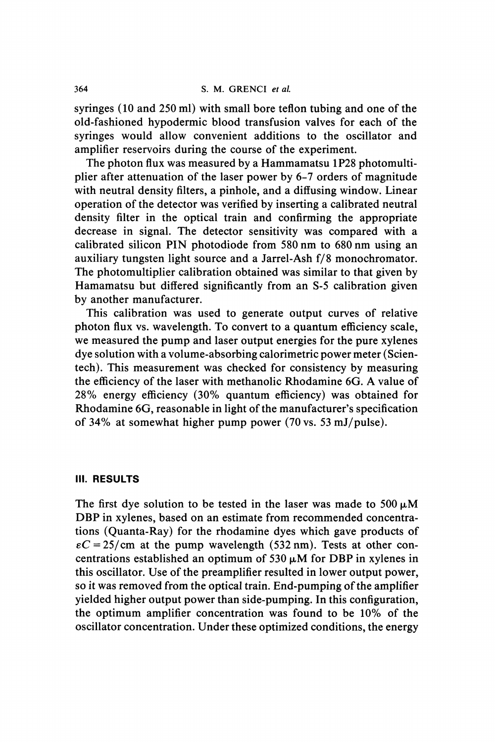syringes (10 and 250 ml) with small bore teflon tubing and one of the old-fashioned hypodermic blood transfusion valves for each of the syringes would allow convenient additions to the oscillator and amplifier reservoirs during the course of the experiment.

The photon flux was measured by a Hammamatsu 1P28 photomultiplier after attenuation of the laser power by 6–7 orders of magnitude with neutral density filters, a pinhole, and a diffusing window. Linear operation of the detector was verified by inserting a calibrated neutral density filter in the optical train and confirming the appropriate decrease in signal. The detector sensitivity was compared with a calibrated silicon PIN photodiode from 580 nm to 680 nm using an auxiliary tungsten light source and a Jarrel-Ash f/8 monochromator. The photomultiplier calibration obtained was similar to that given by Hamamatsu but differed significantly from an S-5 calibration given by another manufacturer.

This calibration was used to generate output curves of relative photon flux vs. wavelength. To convert to a quantum efficiency scale, we measured the pump and laser output energies for the pure xylenes dye solution with a volume-absorbing calorimetric power meter (Scientech). This measurement was checked for consistency by measuring the efficiency of the laser with methanolic Rhodamine 6G. A value of 28% energy efficiency (30% quantum efficiency) was obtained for Rhodamine 6G, reasonable in light of the manufacturer's specification of 34% at somewhat higher pump power (70 vs. 53 mJ/pulse).

## III. RESULTS

The first dye solution to be tested in the laser was made to 500 $\mu$M DBP in xylenes, based on an estimate from recommended concentrations (Quanta-Ray) for the rhodamine dyes which gave products of $\varepsilon C = 25/\text{cm}$ at the pump wavelength (532 nm). Tests at other concentrations established an optimum of 530 $\mu$M for DBP in xylenes in this oscillator. Use of the preamplifier resulted in lower output power, so it was removed from the optical train. End-pumping of the amplifier yielded higher output power than side-pumping. In this configuration, the optimum amplifier concentration was found to be 10% of the oscillator concentration. Under these optimized conditions, the energy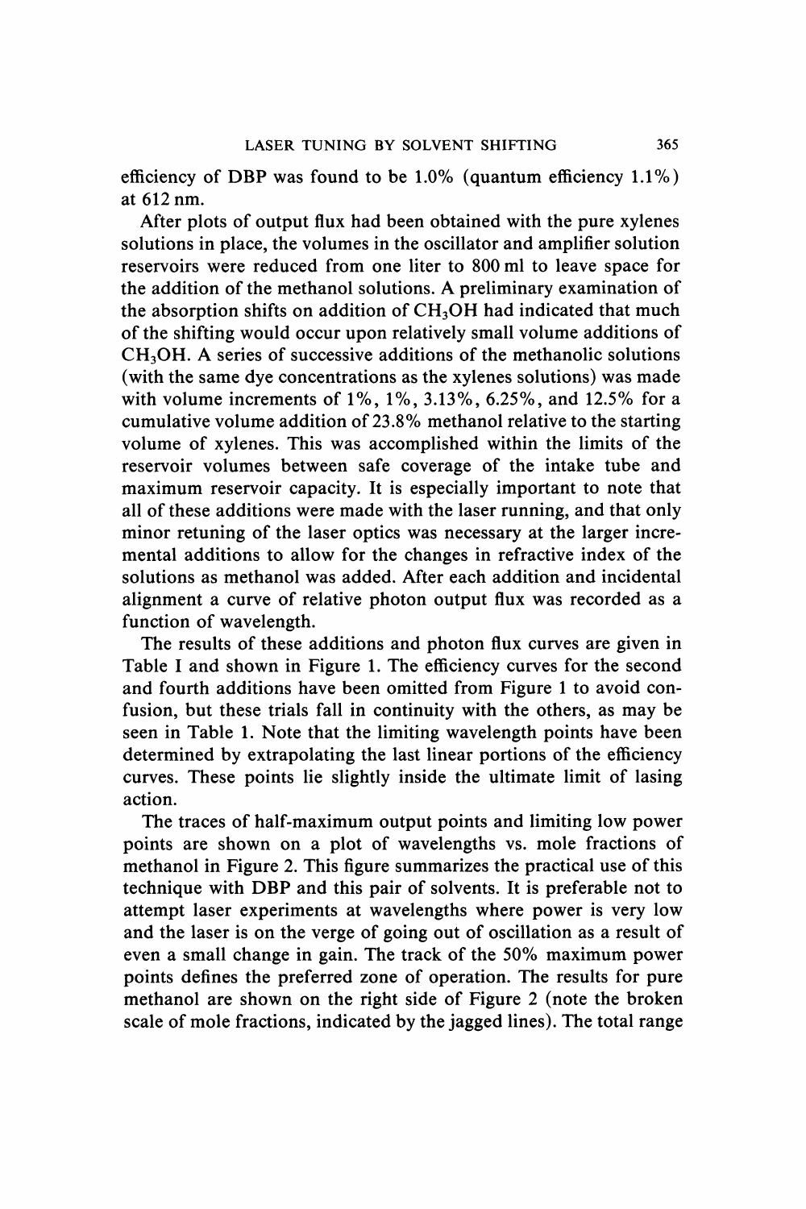efficiency of DBP was found to be 1.0% (quantum efficiency 1.1%) at 612 nm.

After plots of output flux had been obtained with the pure xylenes solutions in place, the volumes in the oscillator and amplifier solution reservoirs were reduced from one liter to 800 ml to leave space for the addition of the methanol solutions. A preliminary examination of the absorption shifts on addition of $CH_3OH$ had indicated that much of the shifting would occur upon relatively small volume additions of $CH_3OH$. A series of successive additions of the methanolic solutions (with the same dye concentrations as the xylenes solutions) was made with volume increments of 1%, 1%, 3.13%, 6.25%, and 12.5% for a cumulative volume addition of 23.8% methanol relative to the starting volume of xylenes. This was accomplished within the limits of the reservoir volumes between safe coverage of the intake tube and maximum reservoir capacity. It is especially important to note that all of these additions were made with the laser running, and that only minor retuning of the laser optics was necessary at the larger incremental additions to allow for the changes in refractive index of the solutions as methanol was added. After each addition and incidental alignment a curve of relative photon output flux was recorded as a function of wavelength.

The results of these additions and photon flux curves are given in Table I and shown in Figure 1. The efficiency curves for the second and fourth additions have been omitted from Figure 1 to avoid confusion, but these trials fall in continuity with the others, as may be seen in Table 1. Note that the limiting wavelength points have been determined by extrapolating the last linear portions of the efficiency curves. These points lie slightly inside the ultimate limit of lasing action.

The traces of half-maximum output points and limiting low power points are shown on a plot of wavelengths vs. mole fractions of methanol in Figure 2. This figure summarizes the practical use of this technique with DBP and this pair of solvents. It is preferable not to attempt laser experiments at wavelengths where power is very low and the laser is on the verge of going out of oscillation as a result of even a small change in gain. The track of the 50% maximum power points defines the preferred zone of operation. The results for pure methanol are shown on the right side of Figure 2 (note the broken scale of mole fractions, indicated by the jagged lines). The total range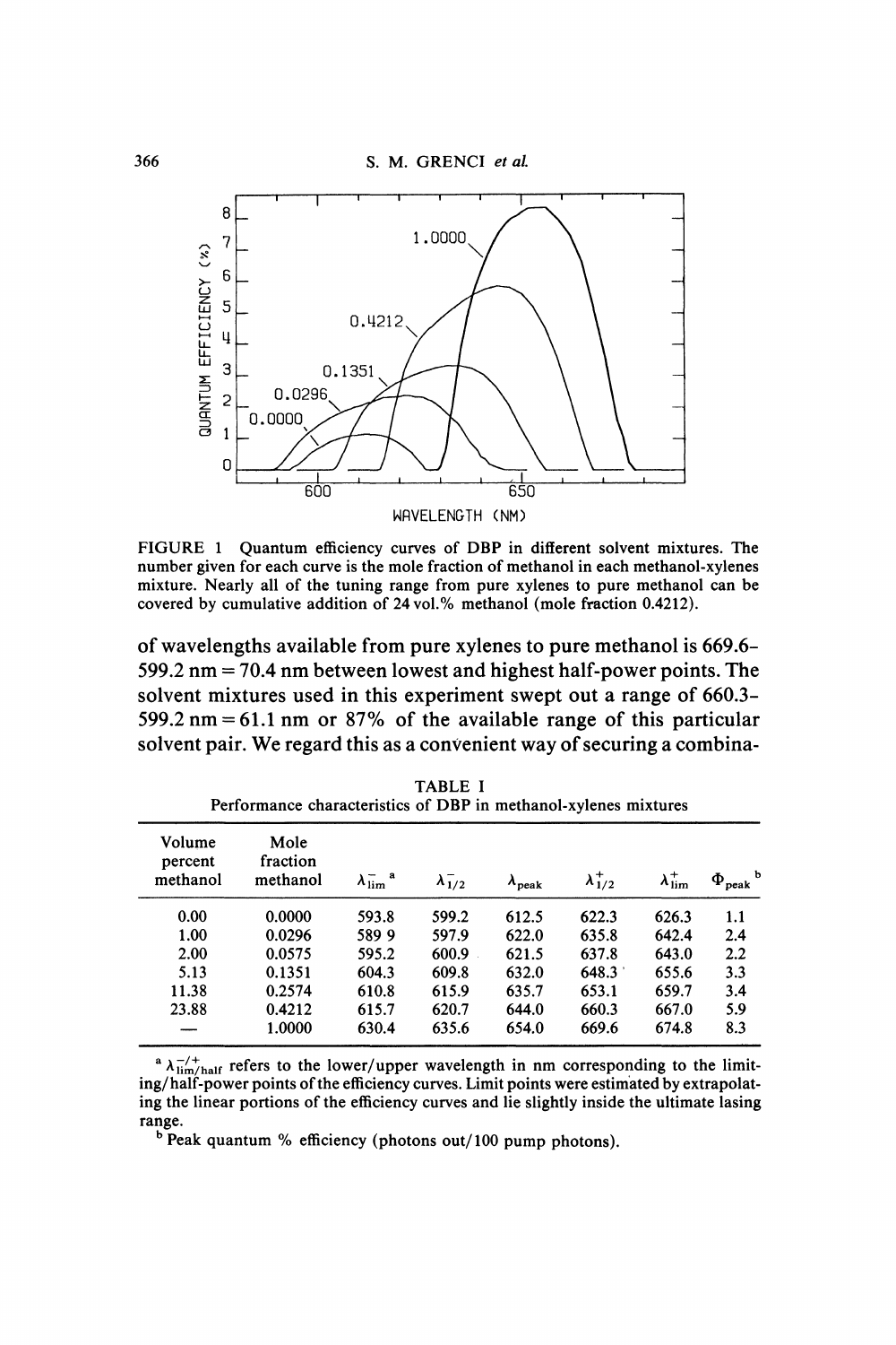FIGURE 1 Quantum efficiency curves of DBP in different solvent mixtures. The number given for each curve is the mole fraction of methanol in each methanol-xylenes mixture. Nearly all of the tuning range from pure xylenes to pure methanol can be covered by cumulative addition of 24 vol.% methanol (mole fraction 0.4212).

of wavelengths available from pure xylenes to pure methanol is 669.6–599.2 nm = 70.4 nm between lowest and highest half-power points. The solvent mixtures used in this experiment swept out a range of 660.3–599.2 nm = 61.1 nm or 87% of the available range of this particular solvent pair. We regard this as a convenient way of securing a combina-

TABLE I
Performance characteristics of DBP in methanol-xylenes mixtures

| Volume percent methanol | Mole fraction methanol | $\lambda_{\rm lim}^{-}$ [a] | $\lambda_{1/2}^{-}$ | $\lambda_{\rm peak}$ | $\lambda_{1/2}^{+}$ | $\lambda_{\rm lim}^{+}$ | $\Phi_{\rm peak}$ [b] |
|---|---|---|---|---|---|---|---|
| 0.00 | 0.0000 | 593.8 | 599.2 | 612.5 | 622.3 | 626.3 | 1.1 |
| 1.00 | 0.0296 | 589 9 | 597.9 | 622.0 | 635.8 | 642.4 | 2.4 |
| 2.00 | 0.0575 | 595.2 | 600.9 | 621.5 | 637.8 | 643.0 | 2.2 |
| 5.13 | 0.1351 | 604.3 | 609.8 | 632.0 | 648.3 | 655.6 | 3.3 |
| 11.38 | 0.2574 | 610.8 | 615.9 | 635.7 | 653.1 | 659.7 | 3.4 |
| 23.88 | 0.4212 | 615.7 | 620.7 | 644.0 | 660.3 | 667.0 | 5.9 |
| — | 1.0000 | 630.4 | 635.6 | 654.0 | 669.6 | 674.8 | 8.3 |

[a] $\lambda_{\rm lim/half}^{-/+}$ refers to the lower/upper wavelength in nm corresponding to the limiting/half-power points of the efficiency curves. Limit points were estimated by extrapolating the linear portions of the efficiency curves and lie slightly inside the ultimate lasing range.

[b] Peak quantum % efficiency (photons out/100 pump photons).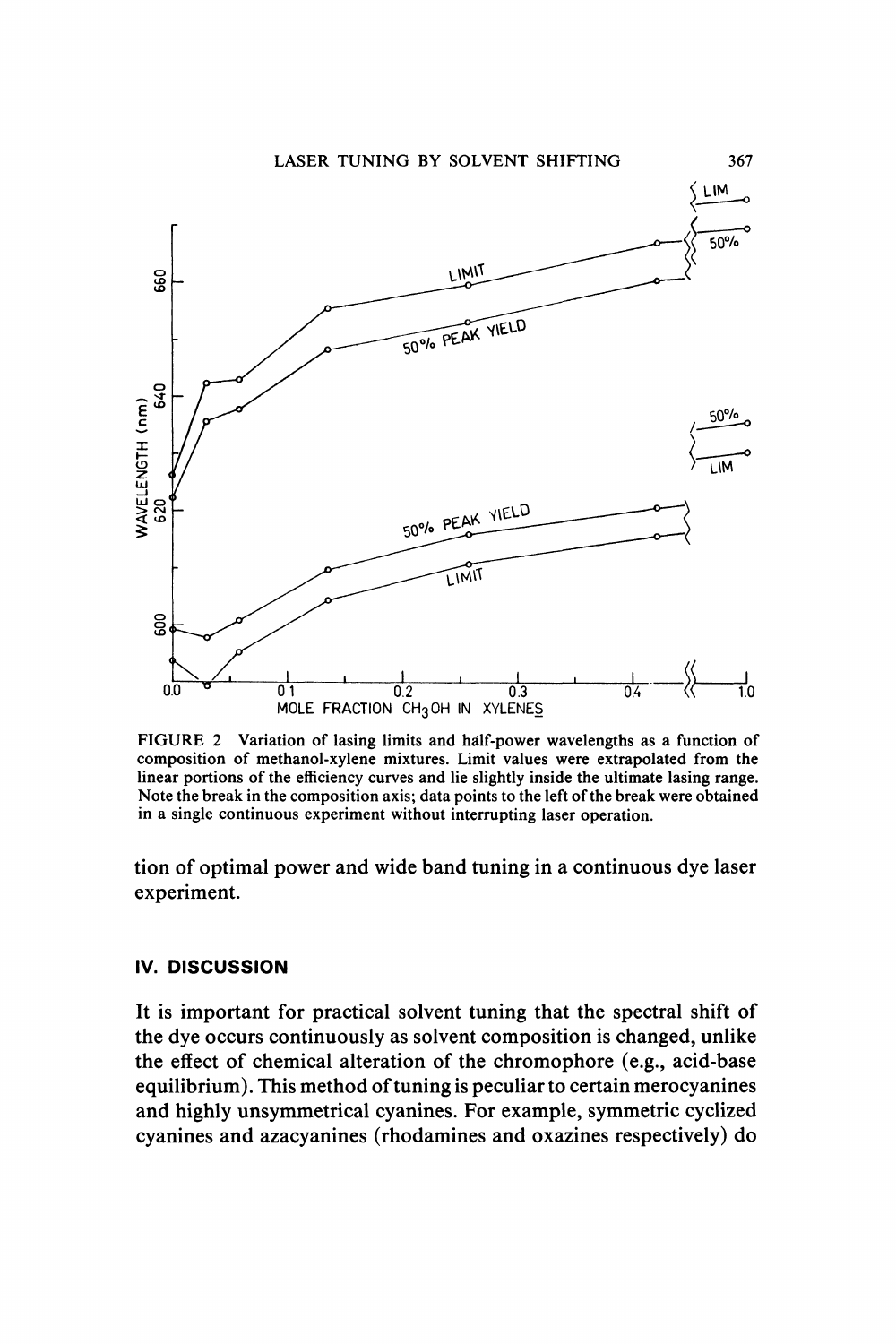FIGURE 2 Variation of lasing limits and half-power wavelengths as a function of composition of methanol-xylene mixtures. Limit values were extrapolated from the linear portions of the efficiency curves and lie slightly inside the ultimate lasing range. Note the break in the composition axis; data points to the left of the break were obtained in a single continuous experiment without interrupting laser operation.

tion of optimal power and wide band tuning in a continuous dye laser experiment.

## IV. DISCUSSION

It is important for practical solvent tuning that the spectral shift of the dye occurs continuously as solvent composition is changed, unlike the effect of chemical alteration of the chromophore (e.g., acid-base equilibrium). This method of tuning is peculiar to certain merocyanines and highly unsymmetrical cyanines. For example, symmetric cyclized cyanines and azacyanines (rhodamines and oxazines respectively) do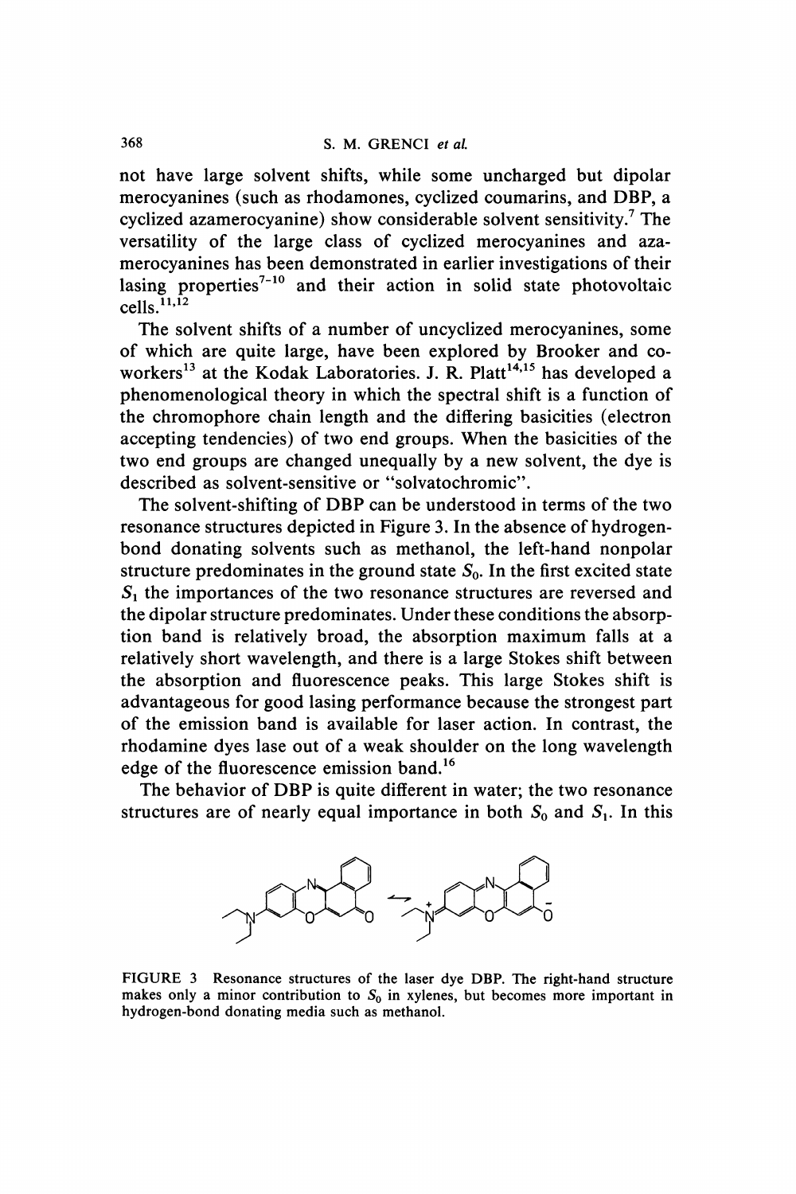not have large solvent shifts, while some uncharged but dipolar merocyanines (such as rhodamones, cyclized coumarins, and DBP, a cyclized azamerocyanine) show considerable solvent sensitivity.[7] The versatility of the large class of cyclized merocyanines and azamerocyanines has been demonstrated in earlier investigations of their lasing properties[7–10] and their action in solid state photovoltaic cells.[11,12]

The solvent shifts of a number of uncyclized merocyanines, some of which are quite large, have been explored by Brooker and coworkers[13] at the Kodak Laboratories. J. R. Platt[14,15] has developed a phenomenological theory in which the spectral shift is a function of the chromophore chain length and the differing basicities (electron accepting tendencies) of two end groups. When the basicities of the two end groups are changed unequally by a new solvent, the dye is described as solvent-sensitive or "solvatochromic".

The solvent-shifting of DBP can be understood in terms of the two resonance structures depicted in Figure 3. In the absence of hydrogen-bond donating solvents such as methanol, the left-hand nonpolar structure predominates in the ground state $S_0$. In the first excited state $S_1$ the importances of the two resonance structures are reversed and the dipolar structure predominates. Under these conditions the absorption band is relatively broad, the absorption maximum falls at a relatively short wavelength, and there is a large Stokes shift between the absorption and fluorescence peaks. This large Stokes shift is advantageous for good lasing performance because the strongest part of the emission band is available for laser action. In contrast, the rhodamine dyes lase out of a weak shoulder on the long wavelength edge of the fluorescence emission band.[16]

The behavior of DBP is quite different in water; the two resonance structures are of nearly equal importance in both $S_0$ and $S_1$. In this

FIGURE 3 Resonance structures of the laser dye DBP. The right-hand structure makes only a minor contribution to $S_0$ in xylenes, but becomes more important in hydrogen-bond donating media such as methanol.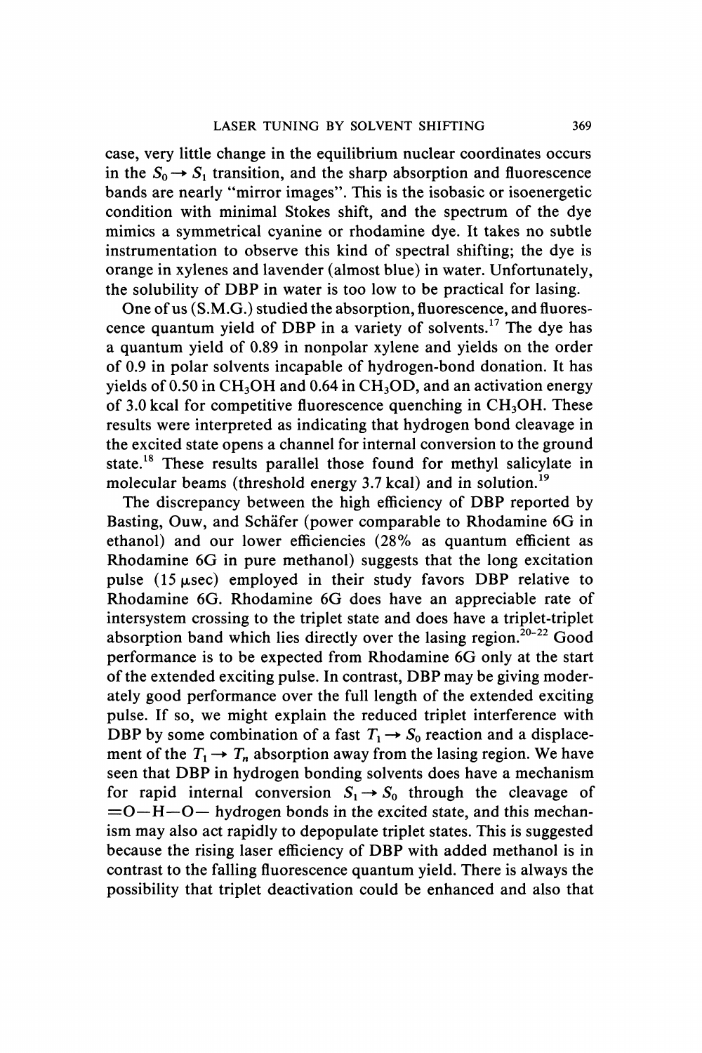case, very little change in the equilibrium nuclear coordinates occurs in the $S_0 \rightarrow S_1$ transition, and the sharp absorption and fluorescence bands are nearly "mirror images". This is the isobasic or isoenergetic condition with minimal Stokes shift, and the spectrum of the dye mimics a symmetrical cyanine or rhodamine dye. It takes no subtle instrumentation to observe this kind of spectral shifting; the dye is orange in xylenes and lavender (almost blue) in water. Unfortunately, the solubility of DBP in water is too low to be practical for lasing.

One of us (S.M.G.) studied the absorption, fluorescence, and fluorescence quantum yield of DBP in a variety of solvents.[17] The dye has a quantum yield of 0.89 in nonpolar xylene and yields on the order of 0.9 in polar solvents incapable of hydrogen-bond donation. It has yields of 0.50 in $CH_3OH$ and 0.64 in $CH_3OD$, and an activation energy of 3.0 kcal for competitive fluorescence quenching in $CH_3OH$. These results were interpreted as indicating that hydrogen bond cleavage in the excited state opens a channel for internal conversion to the ground state.[18] These results parallel those found for methyl salicylate in molecular beams (threshold energy 3.7 kcal) and in solution.[19]

The discrepancy between the high efficiency of DBP reported by Basting, Ouw, and Schäfer (power comparable to Rhodamine 6G in ethanol) and our lower efficiencies (28% as quantum efficient as Rhodamine 6G in pure methanol) suggests that the long excitation pulse (15 μsec) employed in their study favors DBP relative to Rhodamine 6G. Rhodamine 6G does have an appreciable rate of intersystem crossing to the triplet state and does have a triplet-triplet absorption band which lies directly over the lasing region.[20-22] Good performance is to be expected from Rhodamine 6G only at the start of the extended exciting pulse. In contrast, DBP may be giving moderately good performance over the full length of the extended exciting pulse. If so, we might explain the reduced triplet interference with DBP by some combination of a fast $T_1 \rightarrow S_0$ reaction and a displacement of the $T_1 \rightarrow T_n$ absorption away from the lasing region. We have seen that DBP in hydrogen bonding solvents does have a mechanism for rapid internal conversion $S_1 \rightarrow S_0$ through the cleavage of =O—H—O— hydrogen bonds in the excited state, and this mechanism may also act rapidly to depopulate triplet states. This is suggested because the rising laser efficiency of DBP with added methanol is in contrast to the falling fluorescence quantum yield. There is always the possibility that triplet deactivation could be enhanced and also that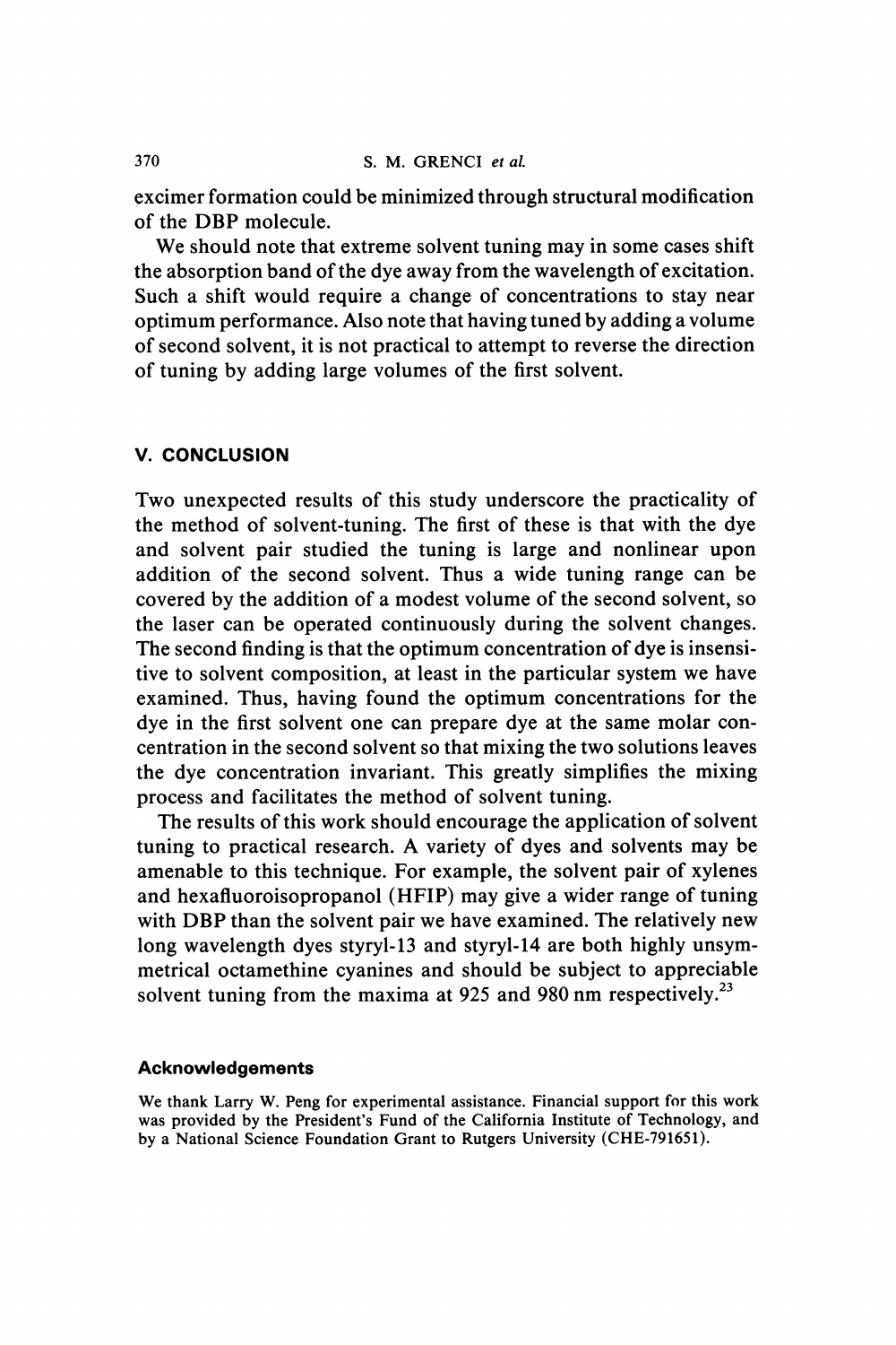excimer formation could be minimized through structural modification of the DBP molecule.

We should note that extreme solvent tuning may in some cases shift the absorption band of the dye away from the wavelength of excitation. Such a shift would require a change of concentrations to stay near optimum performance. Also note that having tuned by adding a volume of second solvent, it is not practical to attempt to reverse the direction of tuning by adding large volumes of the first solvent.

## V. CONCLUSION

Two unexpected results of this study underscore the practicality of the method of solvent-tuning. The first of these is that with the dye and solvent pair studied the tuning is large and nonlinear upon addition of the second solvent. Thus a wide tuning range can be covered by the addition of a modest volume of the second solvent, so the laser can be operated continuously during the solvent changes. The second finding is that the optimum concentration of dye is insensitive to solvent composition, at least in the particular system we have examined. Thus, having found the optimum concentrations for the dye in the first solvent one can prepare dye at the same molar concentration in the second solvent so that mixing the two solutions leaves the dye concentration invariant. This greatly simplifies the mixing process and facilitates the method of solvent tuning.

The results of this work should encourage the application of solvent tuning to practical research. A variety of dyes and solvents may be amenable to this technique. For example, the solvent pair of xylenes and hexafluoroisopropanol (HFIP) may give a wider range of tuning with DBP than the solvent pair we have examined. The relatively new long wavelength dyes styryl-13 and styryl-14 are both highly unsymmetrical octamethine cyanines and should be subject to appreciable solvent tuning from the maxima at 925 and 980 nm respectively.[23]

### Acknowledgements

We thank Larry W. Peng for experimental assistance. Financial support for this work was provided by the President's Fund of the California Institute of Technology, and by a National Science Foundation Grant to Rutgers University (CHE-791651).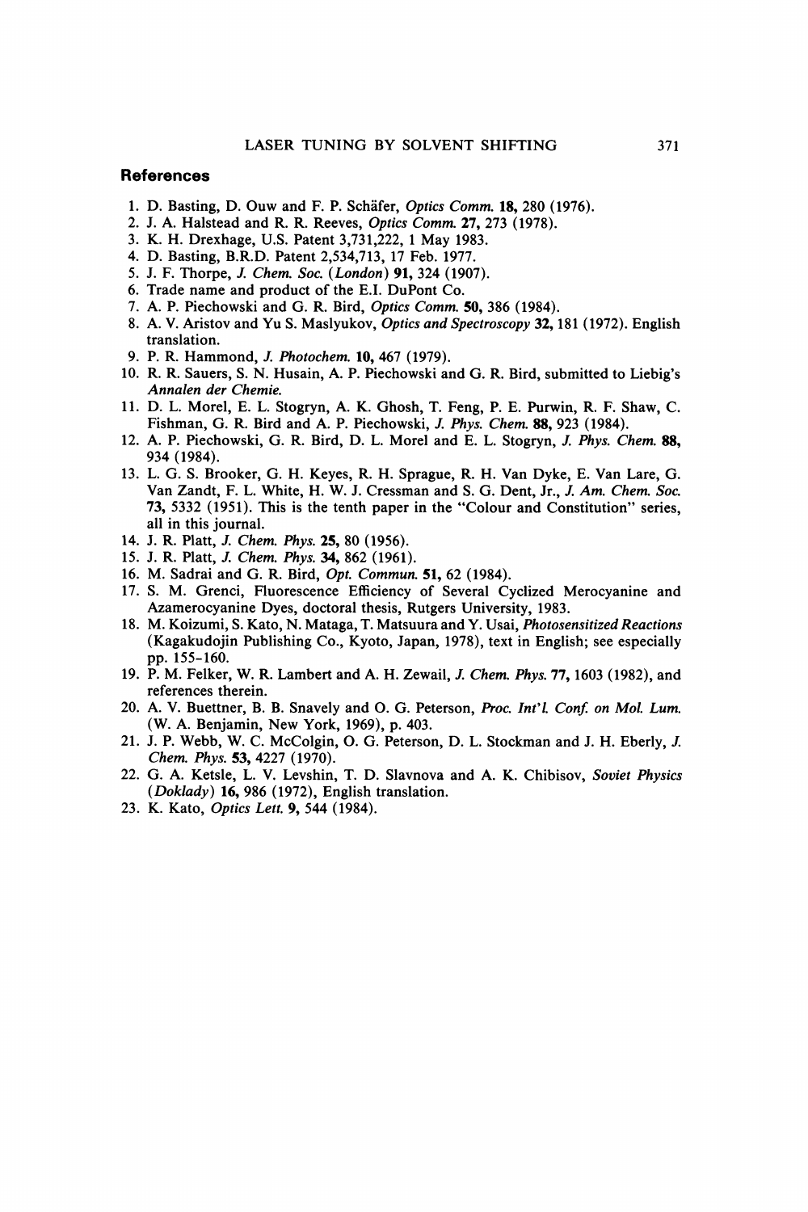## References

1. D. Basting, D. Ouw and F. P. Schäfer, *Optics Comm.* **18,** 280 (1976).
2. J. A. Halstead and R. R. Reeves, *Optics Comm.* **27,** 273 (1978).
3. K. H. Drexhage, U.S. Patent 3,731,222, 1 May 1983.
4. D. Basting, B.R.D. Patent 2,534,713, 17 Feb. 1977.
5. J. F. Thorpe, *J. Chem. Soc. (London)* **91,** 324 (1907).
6. Trade name and product of the E.I. DuPont Co.
7. A. P. Piechowski and G. R. Bird, *Optics Comm.* **50,** 386 (1984).
8. A. V. Aristov and Yu S. Maslyukov, *Optics and Spectroscopy* **32,** 181 (1972). English translation.
9. P. R. Hammond, *J. Photochem.* **10,** 467 (1979).
10. R. R. Sauers, S. N. Husain, A. P. Piechowski and G. R. Bird, submitted to Liebig's *Annalen der Chemie.*
11. D. L. Morel, E. L. Stogryn, A. K. Ghosh, T. Feng, P. E. Purwin, R. F. Shaw, C. Fishman, G. R. Bird and A. P. Piechowski, *J. Phys. Chem.* **88,** 923 (1984).
12. A. P. Piechowski, G. R. Bird, D. L. Morel and E. L. Stogryn, *J. Phys. Chem.* **88,** 934 (1984).
13. L. G. S. Brooker, G. H. Keyes, R. H. Sprague, R. H. Van Dyke, E. Van Lare, G. Van Zandt, F. L. White, H. W. J. Cressman and S. G. Dent, Jr., *J. Am. Chem. Soc.* **73,** 5332 (1951). This is the tenth paper in the "Colour and Constitution" series, all in this journal.
14. J. R. Platt, *J. Chem. Phys.* **25,** 80 (1956).
15. J. R. Platt, *J. Chem. Phys.* **34,** 862 (1961).
16. M. Sadrai and G. R. Bird, *Opt. Commun.* **51,** 62 (1984).
17. S. M. Grenci, Fluorescence Efficiency of Several Cyclized Merocyanine and Azamerocyanine Dyes, doctoral thesis, Rutgers University, 1983.
18. M. Koizumi, S. Kato, N. Mataga, T. Matsuura and Y. Usai, *Photosensitized Reactions* (Kagakudojin Publishing Co., Kyoto, Japan, 1978), text in English; see especially pp. 155–160.
19. P. M. Felker, W. R. Lambert and A. H. Zewail, *J. Chem. Phys.* **77,** 1603 (1982), and references therein.
20. A. V. Buettner, B. B. Snavely and O. G. Peterson, *Proc. Int'l. Conf. on Mol. Lum.* (W. A. Benjamin, New York, 1969), p. 403.
21. J. P. Webb, W. C. McColgin, O. G. Peterson, D. L. Stockman and J. H. Eberly, *J. Chem. Phys.* **53,** 4227 (1970).
22. G. A. Ketsle, L. V. Levshin, T. D. Slavnova and A. K. Chibisov, *Soviet Physics (Doklady)* **16,** 986 (1972), English translation.
23. K. Kato, *Optics Lett.* **9,** 544 (1984).